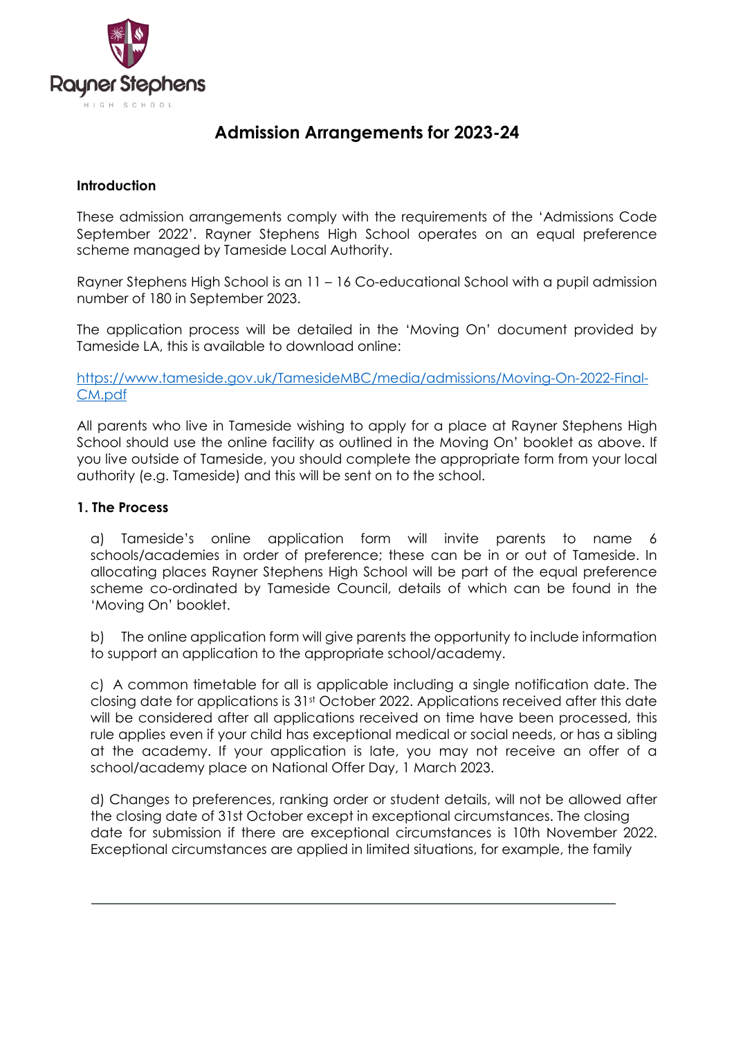Rayner Stephens
HIGH SCHOOL

# Admission Arrangements for 2023-24

**Introduction**

These admission arrangements comply with the requirements of the 'Admissions Code September 2022'. Rayner Stephens High School operates on an equal preference scheme managed by Tameside Local Authority.

Rayner Stephens High School is an 11 – 16 Co-educational School with a pupil admission number of 180 in September 2023.

The application process will be detailed in the 'Moving On' document provided by Tameside LA, this is available to download online:

[https://www.tameside.gov.uk/TamesideMBC/media/admissions/Moving-On-2022-Final-CM.pdf](https://www.tameside.gov.uk/TamesideMBC/media/admissions/Moving-On-2022-Final-CM.pdf)

All parents who live in Tameside wishing to apply for a place at Rayner Stephens High School should use the online facility as outlined in the Moving On' booklet as above. If you live outside of Tameside, you should complete the appropriate form from your local authority (e.g. Tameside) and this will be sent on to the school.

**1. The Process**

a) Tameside's online application form will invite parents to name 6 schools/academies in order of preference; these can be in or out of Tameside. In allocating places Rayner Stephens High School will be part of the equal preference scheme co-ordinated by Tameside Council, details of which can be found in the 'Moving On' booklet.

b) The online application form will give parents the opportunity to include information to support an application to the appropriate school/academy.

c) A common timetable for all is applicable including a single notification date. The closing date for applications is 31st October 2022. Applications received after this date will be considered after all applications received on time have been processed, this rule applies even if your child has exceptional medical or social needs, or has a sibling at the academy. If your application is late, you may not receive an offer of a school/academy place on National Offer Day, 1 March 2023.

d) Changes to preferences, ranking order or student details, will not be allowed after the closing date of 31st October except in exceptional circumstances. The closing date for submission if there are exceptional circumstances is 10th November 2022. Exceptional circumstances are applied in limited situations, for example, the family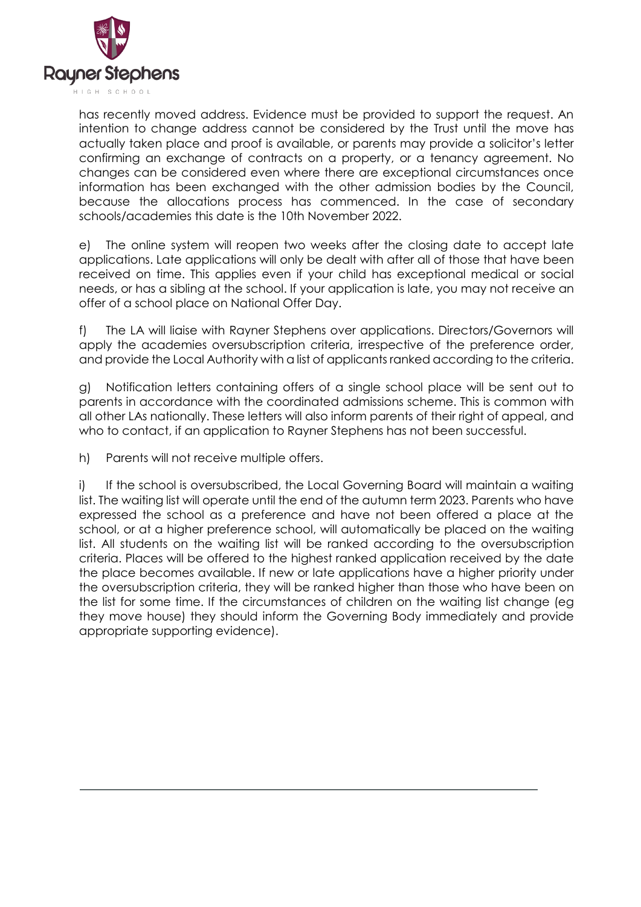has recently moved address. Evidence must be provided to support the request. An intention to change address cannot be considered by the Trust until the move has actually taken place and proof is available, or parents may provide a solicitor's letter confirming an exchange of contracts on a property, or a tenancy agreement. No changes can be considered even where there are exceptional circumstances once information has been exchanged with the other admission bodies by the Council, because the allocations process has commenced. In the case of secondary schools/academies this date is the 10th November 2022.

e) The online system will reopen two weeks after the closing date to accept late applications. Late applications will only be dealt with after all of those that have been received on time. This applies even if your child has exceptional medical or social needs, or has a sibling at the school. If your application is late, you may not receive an offer of a school place on National Offer Day.

f) The LA will liaise with Rayner Stephens over applications. Directors/Governors will apply the academies oversubscription criteria, irrespective of the preference order, and provide the Local Authority with a list of applicants ranked according to the criteria.

g) Notification letters containing offers of a single school place will be sent out to parents in accordance with the coordinated admissions scheme. This is common with all other LAs nationally. These letters will also inform parents of their right of appeal, and who to contact, if an application to Rayner Stephens has not been successful.

h) Parents will not receive multiple offers.

i) If the school is oversubscribed, the Local Governing Board will maintain a waiting list. The waiting list will operate until the end of the autumn term 2023. Parents who have expressed the school as a preference and have not been offered a place at the school, or at a higher preference school, will automatically be placed on the waiting list. All students on the waiting list will be ranked according to the oversubscription criteria. Places will be offered to the highest ranked application received by the date the place becomes available. If new or late applications have a higher priority under the oversubscription criteria, they will be ranked higher than those who have been on the list for some time. If the circumstances of children on the waiting list change (eg they move house) they should inform the Governing Body immediately and provide appropriate supporting evidence).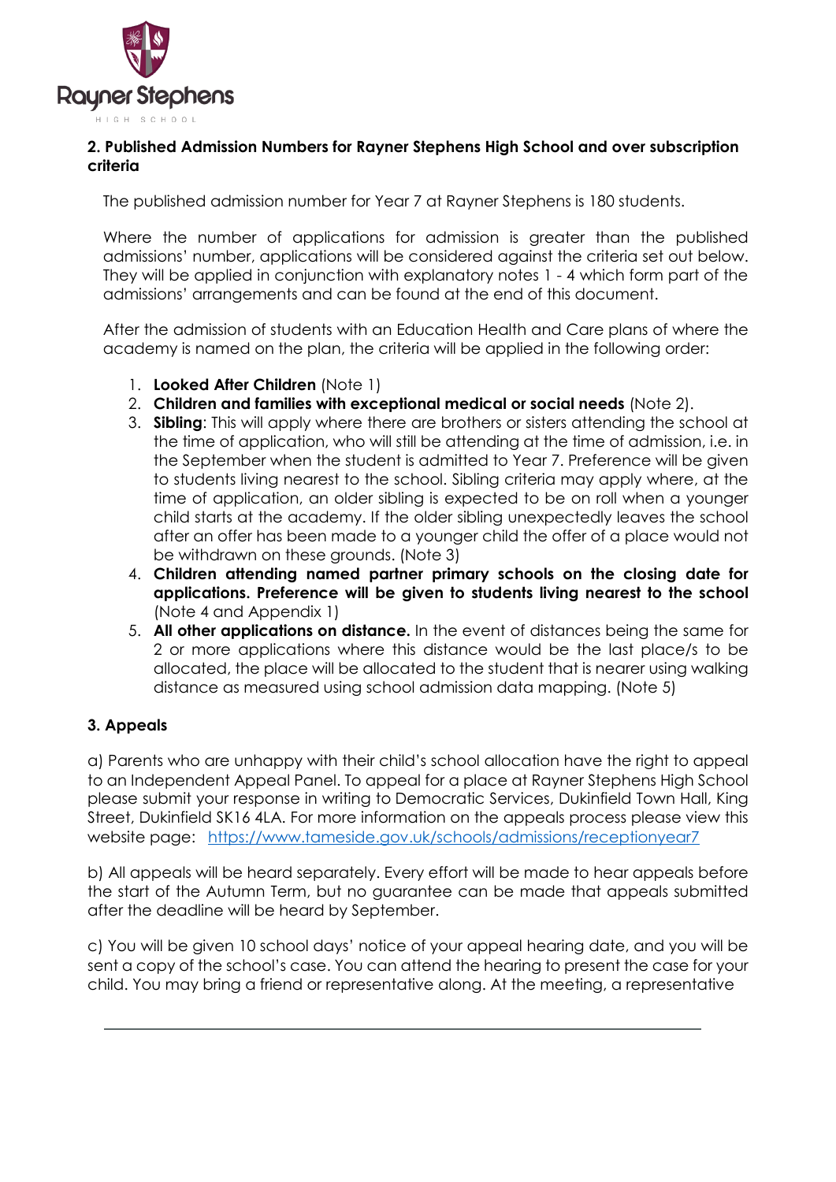## 2. Published Admission Numbers for Rayner Stephens High School and over subscription criteria

The published admission number for Year 7 at Rayner Stephens is 180 students.

Where the number of applications for admission is greater than the published admissions' number, applications will be considered against the criteria set out below. They will be applied in conjunction with explanatory notes 1 - 4 which form part of the admissions' arrangements and can be found at the end of this document.

After the admission of students with an Education Health and Care plans of where the academy is named on the plan, the criteria will be applied in the following order:

1. **Looked After Children** (Note 1)
2. **Children and families with exceptional medical or social needs** (Note 2).
3. **Sibling**: This will apply where there are brothers or sisters attending the school at the time of application, who will still be attending at the time of admission, i.e. in the September when the student is admitted to Year 7. Preference will be given to students living nearest to the school. Sibling criteria may apply where, at the time of application, an older sibling is expected to be on roll when a younger child starts at the academy. If the older sibling unexpectedly leaves the school after an offer has been made to a younger child the offer of a place would not be withdrawn on these grounds. (Note 3)
4. **Children attending named partner primary schools on the closing date for applications. Preference will be given to students living nearest to the school** (Note 4 and Appendix 1)
5. **All other applications on distance.** In the event of distances being the same for 2 or more applications where this distance would be the last place/s to be allocated, the place will be allocated to the student that is nearer using walking distance as measured using school admission data mapping. (Note 5)

## 3. Appeals

a) Parents who are unhappy with their child's school allocation have the right to appeal to an Independent Appeal Panel. To appeal for a place at Rayner Stephens High School please submit your response in writing to Democratic Services, Dukinfield Town Hall, King Street, Dukinfield SK16 4LA. For more information on the appeals process please view this website page: https://www.tameside.gov.uk/schools/admissions/receptionyear7

b) All appeals will be heard separately. Every effort will be made to hear appeals before the start of the Autumn Term, but no guarantee can be made that appeals submitted after the deadline will be heard by September.

c) You will be given 10 school days' notice of your appeal hearing date, and you will be sent a copy of the school's case. You can attend the hearing to present the case for your child. You may bring a friend or representative along. At the meeting, a representative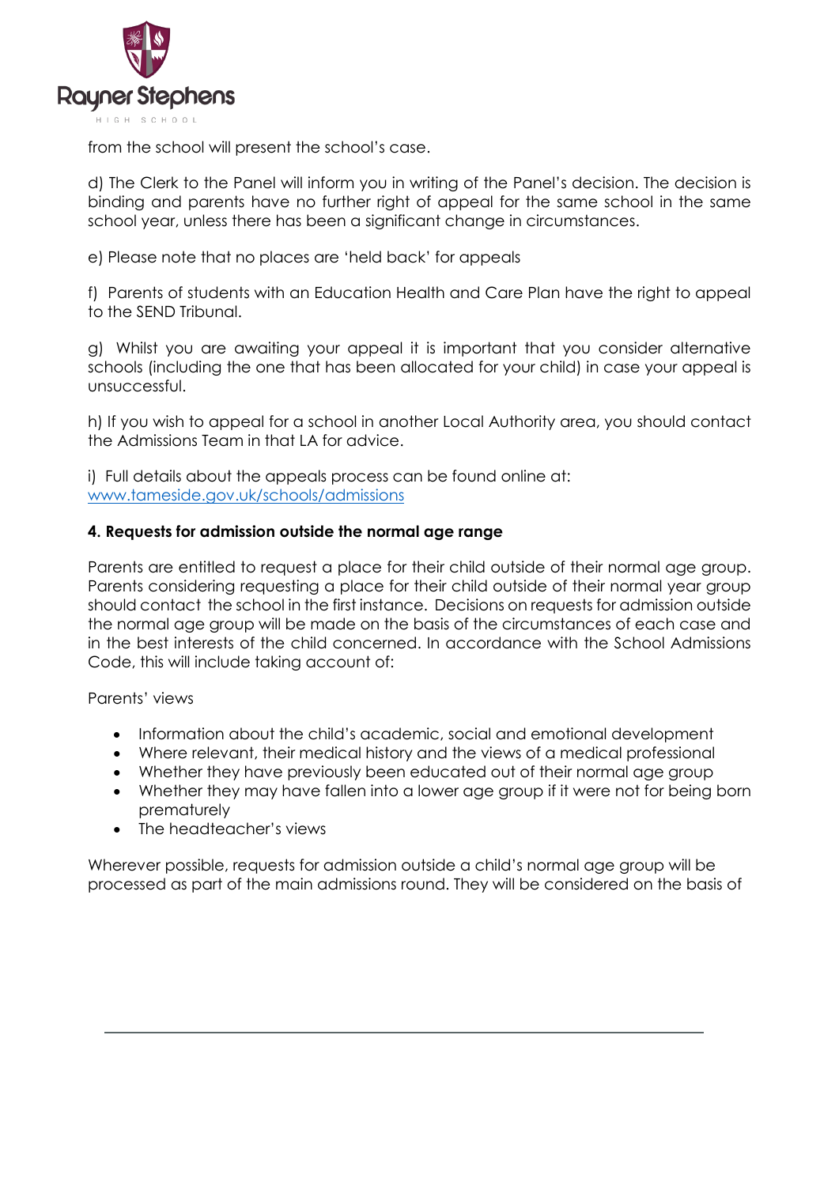from the school will present the school's case.

d) The Clerk to the Panel will inform you in writing of the Panel's decision. The decision is binding and parents have no further right of appeal for the same school in the same school year, unless there has been a significant change in circumstances.

e) Please note that no places are 'held back' for appeals

f) Parents of students with an Education Health and Care Plan have the right to appeal to the SEND Tribunal.

g) Whilst you are awaiting your appeal it is important that you consider alternative schools (including the one that has been allocated for your child) in case your appeal is unsuccessful.

h) If you wish to appeal for a school in another Local Authority area, you should contact the Admissions Team in that LA for advice.

i) Full details about the appeals process can be found online at: [www.tameside.gov.uk/schools/admissions](www.tameside.gov.uk/schools/admissions)

**4. Requests for admission outside the normal age range**

Parents are entitled to request a place for their child outside of their normal age group. Parents considering requesting a place for their child outside of their normal year group should contact the school in the first instance. Decisions on requests for admission outside the normal age group will be made on the basis of the circumstances of each case and in the best interests of the child concerned. In accordance with the School Admissions Code, this will include taking account of:

Parents' views

- Information about the child's academic, social and emotional development
- Where relevant, their medical history and the views of a medical professional
- Whether they have previously been educated out of their normal age group
- Whether they may have fallen into a lower age group if it were not for being born prematurely
- The headteacher's views

Wherever possible, requests for admission outside a child's normal age group will be processed as part of the main admissions round. They will be considered on the basis of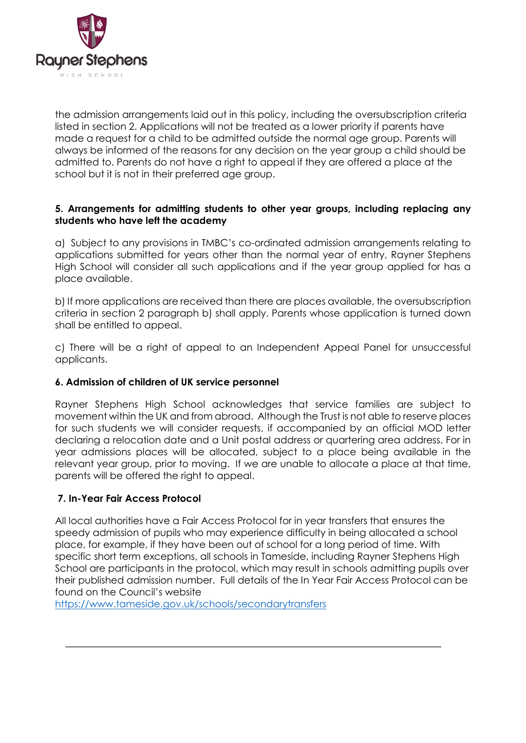the admission arrangements laid out in this policy, including the oversubscription criteria listed in section 2. Applications will not be treated as a lower priority if parents have made a request for a child to be admitted outside the normal age group. Parents will always be informed of the reasons for any decision on the year group a child should be admitted to. Parents do not have a right to appeal if they are offered a place at the school but it is not in their preferred age group.

**5. Arrangements for admitting students to other year groups, including replacing any students who have left the academy**

a) Subject to any provisions in TMBC's co-ordinated admission arrangements relating to applications submitted for years other than the normal year of entry, Rayner Stephens High School will consider all such applications and if the year group applied for has a place available.

b) If more applications are received than there are places available, the oversubscription criteria in section 2 paragraph b) shall apply. Parents whose application is turned down shall be entitled to appeal.

c) There will be a right of appeal to an Independent Appeal Panel for unsuccessful applicants.

**6. Admission of children of UK service personnel**

Rayner Stephens High School acknowledges that service families are subject to movement within the UK and from abroad. Although the Trust is not able to reserve places for such students we will consider requests, if accompanied by an official MOD letter declaring a relocation date and a Unit postal address or quartering area address. For in year admissions places will be allocated, subject to a place being available in the relevant year group, prior to moving. If we are unable to allocate a place at that time, parents will be offered the right to appeal.

**7. In-Year Fair Access Protocol**

All local authorities have a Fair Access Protocol for in year transfers that ensures the speedy admission of pupils who may experience difficulty in being allocated a school place, for example, if they have been out of school for a long period of time. With specific short term exceptions, all schools in Tameside, including Rayner Stephens High School are participants in the protocol, which may result in schools admitting pupils over their published admission number. Full details of the In Year Fair Access Protocol can be found on the Council's website
https://www.tameside.gov.uk/schools/secondarytransfers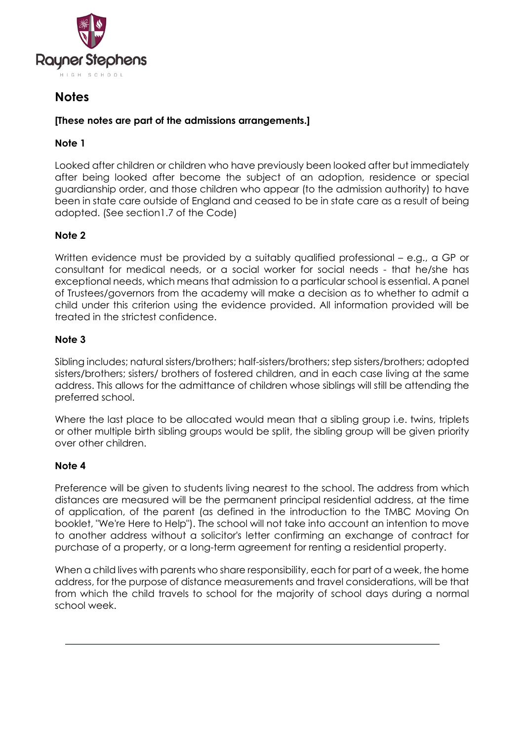## Notes

**[These notes are part of the admissions arrangements.]**

### Note 1

Looked after children or children who have previously been looked after but immediately after being looked after become the subject of an adoption, residence or special guardianship order, and those children who appear (to the admission authority) to have been in state care outside of England and ceased to be in state care as a result of being adopted. (See section1.7 of the Code)

### Note 2

Written evidence must be provided by a suitably qualified professional – e.g., a GP or consultant for medical needs, or a social worker for social needs - that he/she has exceptional needs, which means that admission to a particular school is essential. A panel of Trustees/governors from the academy will make a decision as to whether to admit a child under this criterion using the evidence provided. All information provided will be treated in the strictest confidence.

### Note 3

Sibling includes; natural sisters/brothers; half-sisters/brothers; step sisters/brothers; adopted sisters/brothers; sisters/ brothers of fostered children, and in each case living at the same address. This allows for the admittance of children whose siblings will still be attending the preferred school.

Where the last place to be allocated would mean that a sibling group i.e. twins, triplets or other multiple birth sibling groups would be split, the sibling group will be given priority over other children.

### Note 4

Preference will be given to students living nearest to the school. The address from which distances are measured will be the permanent principal residential address, at the time of application, of the parent (as defined in the introduction to the TMBC Moving On booklet, "We're Here to Help"). The school will not take into account an intention to move to another address without a solicitor's letter confirming an exchange of contract for purchase of a property, or a long-term agreement for renting a residential property.

When a child lives with parents who share responsibility, each for part of a week, the home address, for the purpose of distance measurements and travel considerations, will be that from which the child travels to school for the majority of school days during a normal school week.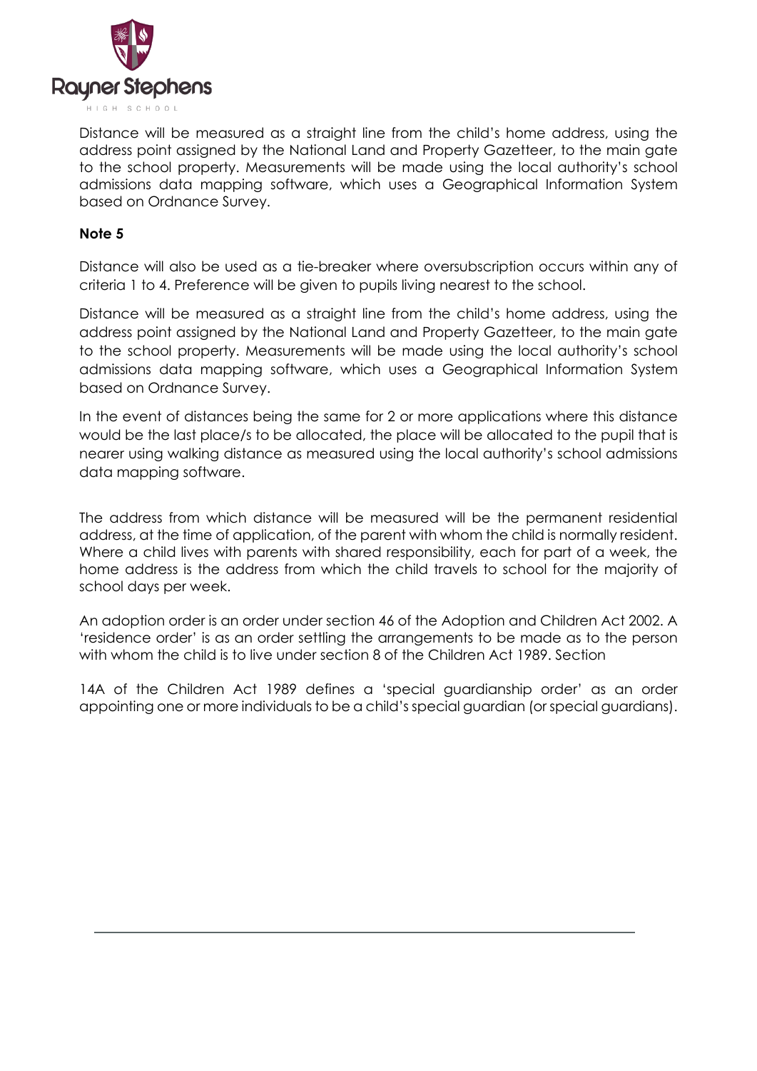Distance will be measured as a straight line from the child's home address, using the address point assigned by the National Land and Property Gazetteer, to the main gate to the school property. Measurements will be made using the local authority's school admissions data mapping software, which uses a Geographical Information System based on Ordnance Survey.

**Note 5**

Distance will also be used as a tie-breaker where oversubscription occurs within any of criteria 1 to 4. Preference will be given to pupils living nearest to the school.

Distance will be measured as a straight line from the child's home address, using the address point assigned by the National Land and Property Gazetteer, to the main gate to the school property. Measurements will be made using the local authority's school admissions data mapping software, which uses a Geographical Information System based on Ordnance Survey.

In the event of distances being the same for 2 or more applications where this distance would be the last place/s to be allocated, the place will be allocated to the pupil that is nearer using walking distance as measured using the local authority's school admissions data mapping software.

The address from which distance will be measured will be the permanent residential address, at the time of application, of the parent with whom the child is normally resident. Where a child lives with parents with shared responsibility, each for part of a week, the home address is the address from which the child travels to school for the majority of school days per week.

An adoption order is an order under section 46 of the Adoption and Children Act 2002. A 'residence order' is as an order settling the arrangements to be made as to the person with whom the child is to live under section 8 of the Children Act 1989. Section

14A of the Children Act 1989 defines a 'special guardianship order' as an order appointing one or more individuals to be a child's special guardian (or special guardians).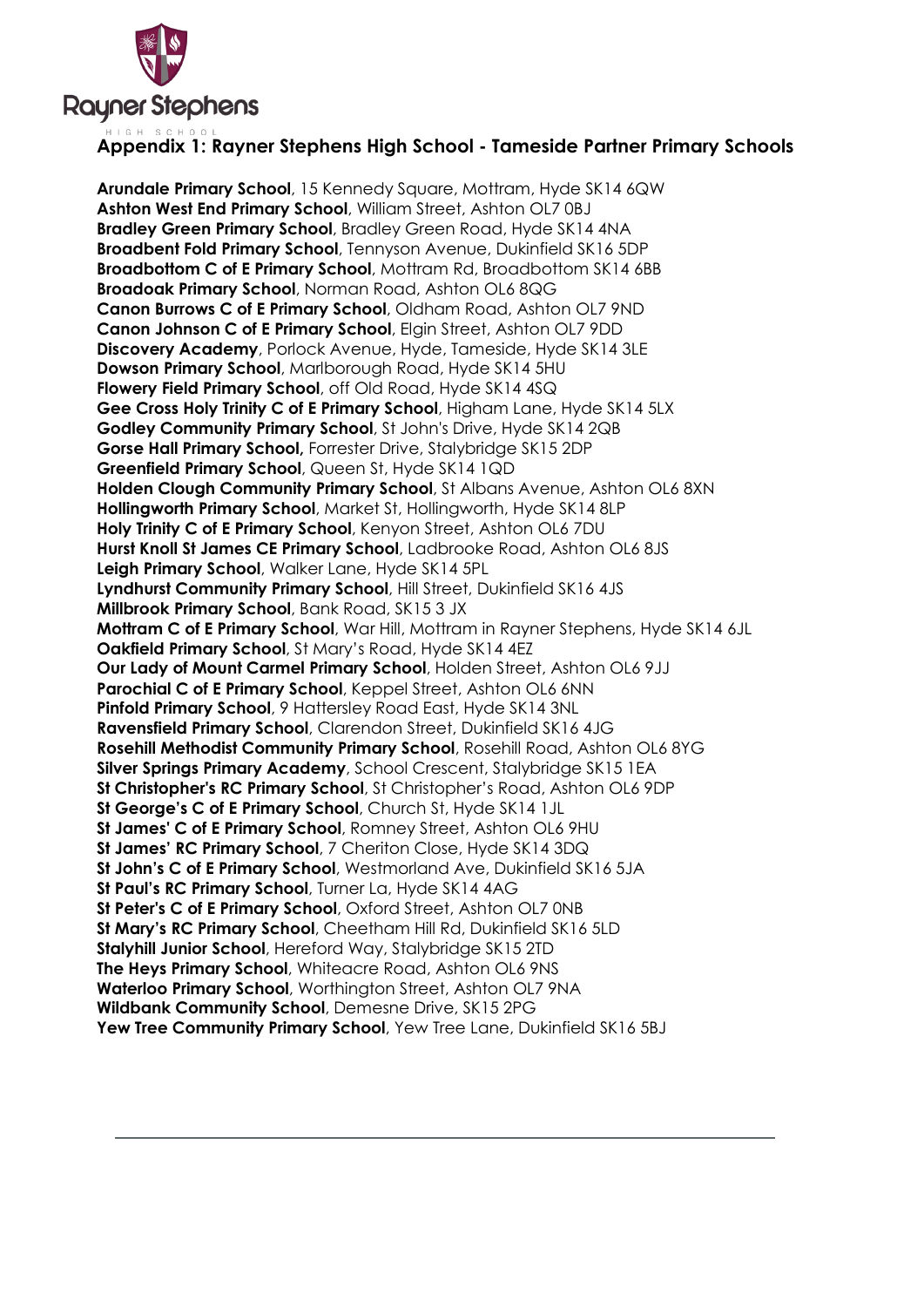## Appendix 1: Rayner Stephens High School - Tameside Partner Primary Schools

**Arundale Primary School**, 15 Kennedy Square, Mottram, Hyde SK14 6QW  
**Ashton West End Primary School**, William Street, Ashton OL7 0BJ  
**Bradley Green Primary School**, Bradley Green Road, Hyde SK14 4NA  
**Broadbent Fold Primary School**, Tennyson Avenue, Dukinfield SK16 5DP  
**Broadbottom C of E Primary School**, Mottram Rd, Broadbottom SK14 6BB  
**Broadoak Primary School**, Norman Road, Ashton OL6 8QG  
**Canon Burrows C of E Primary School**, Oldham Road, Ashton OL7 9ND  
**Canon Johnson C of E Primary School**, Elgin Street, Ashton OL7 9DD  
**Discovery Academy**, Porlock Avenue, Hyde, Tameside, Hyde SK14 3LE  
**Dowson Primary School**, Marlborough Road, Hyde SK14 5HU  
**Flowery Field Primary School**, off Old Road, Hyde SK14 4SQ  
**Gee Cross Holy Trinity C of E Primary School**, Higham Lane, Hyde SK14 5LX  
**Godley Community Primary School**, St John's Drive, Hyde SK14 2QB  
**Gorse Hall Primary School,** Forrester Drive, Stalybridge SK15 2DP  
**Greenfield Primary School**, Queen St, Hyde SK14 1QD  
**Holden Clough Community Primary School**, St Albans Avenue, Ashton OL6 8XN  
**Hollingworth Primary School**, Market St, Hollingworth, Hyde SK14 8LP  
**Holy Trinity C of E Primary School**, Kenyon Street, Ashton OL6 7DU  
**Hurst Knoll St James CE Primary School**, Ladbrooke Road, Ashton OL6 8JS  
**Leigh Primary School**, Walker Lane, Hyde SK14 5PL  
**Lyndhurst Community Primary School**, Hill Street, Dukinfield SK16 4JS  
**Millbrook Primary School**, Bank Road, SK15 3 JX  
**Mottram C of E Primary School**, War Hill, Mottram in Rayner Stephens, Hyde SK14 6JL  
**Oakfield Primary School**, St Mary's Road, Hyde SK14 4EZ  
**Our Lady of Mount Carmel Primary School**, Holden Street, Ashton OL6 9JJ  
**Parochial C of E Primary School**, Keppel Street, Ashton OL6 6NN  
**Pinfold Primary School**, 9 Hattersley Road East, Hyde SK14 3NL  
**Ravensfield Primary School**, Clarendon Street, Dukinfield SK16 4JG  
**Rosehill Methodist Community Primary School**, Rosehill Road, Ashton OL6 8YG  
**Silver Springs Primary Academy**, School Crescent, Stalybridge SK15 1EA  
**St Christopher's RC Primary School**, St Christopher's Road, Ashton OL6 9DP  
**St George's C of E Primary School**, Church St, Hyde SK14 1JL  
**St James' C of E Primary School**, Romney Street, Ashton OL6 9HU  
**St James' RC Primary School**, 7 Cheriton Close, Hyde SK14 3DQ  
**St John's C of E Primary School**, Westmorland Ave, Dukinfield SK16 5JA  
**St Paul's RC Primary School**, Turner La, Hyde SK14 4AG  
**St Peter's C of E Primary School**, Oxford Street, Ashton OL7 0NB  
**St Mary's RC Primary School**, Cheetham Hill Rd, Dukinfield SK16 5LD  
**Stalyhill Junior School**, Hereford Way, Stalybridge SK15 2TD  
**The Heys Primary School**, Whiteacre Road, Ashton OL6 9NS  
**Waterloo Primary School**, Worthington Street, Ashton OL7 9NA  
**Wildbank Community School**, Demesne Drive, SK15 2PG  
**Yew Tree Community Primary School**, Yew Tree Lane, Dukinfield SK16 5BJ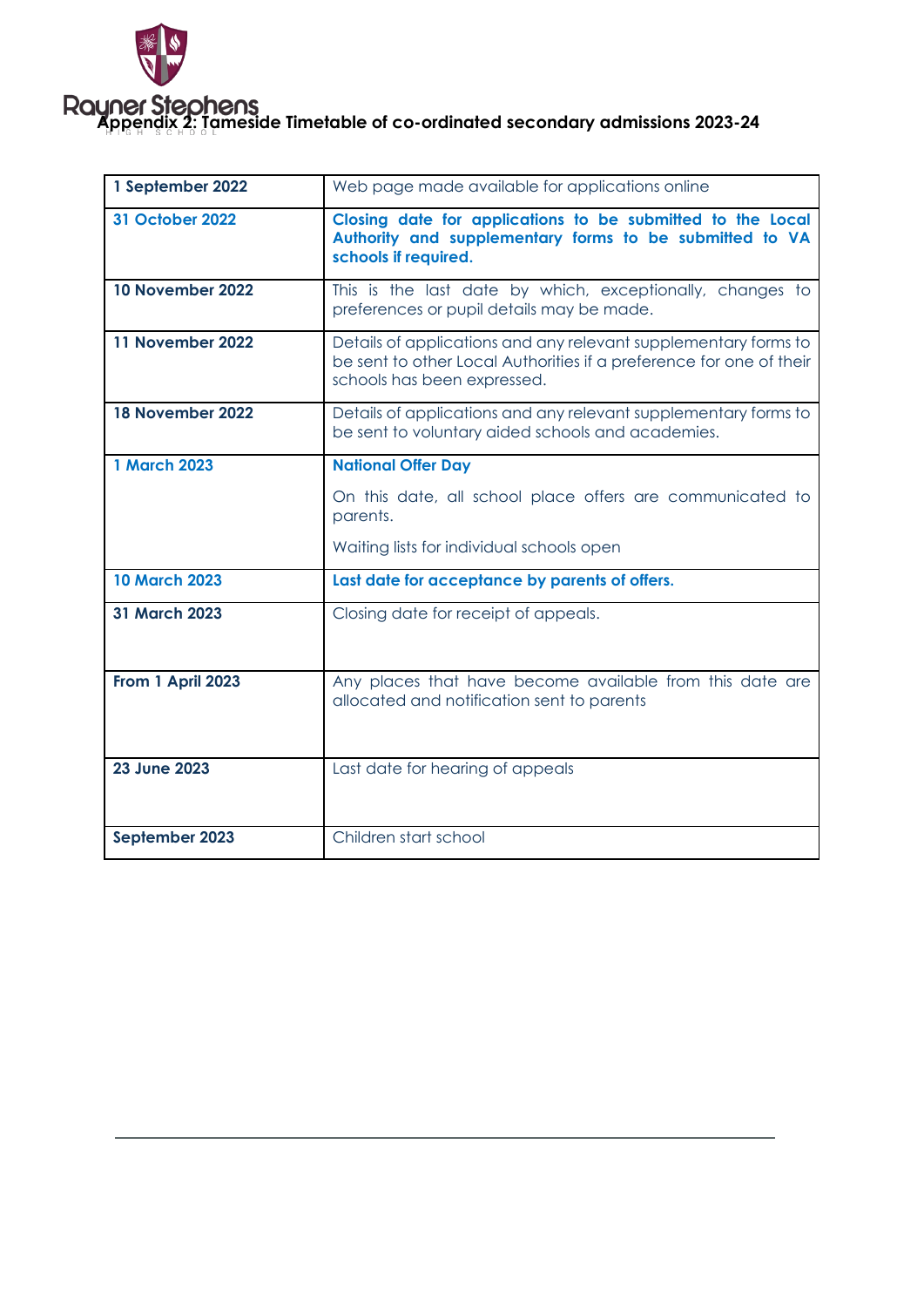**Appendix 2: Tameside Timetable of co-ordinated secondary admissions 2023-24**

| | |
|---|---|
| **1 September 2022** | Web page made available for applications online |
| **31 October 2022** | **Closing date for applications to be submitted to the Local Authority and supplementary forms to be submitted to VA schools if required.** |
| **10 November 2022** | This is the last date by which, exceptionally, changes to preferences or pupil details may be made. |
| **11 November 2022** | Details of applications and any relevant supplementary forms to be sent to other Local Authorities if a preference for one of their schools has been expressed. |
| **18 November 2022** | Details of applications and any relevant supplementary forms to be sent to voluntary aided schools and academies. |
| **1 March 2023** | **National Offer Day**<br><br>On this date, all school place offers are communicated to parents.<br><br>Waiting lists for individual schools open |
| **10 March 2023** | **Last date for acceptance by parents of offers.** |
| **31 March 2023** | Closing date for receipt of appeals. |
| **From 1 April 2023** | Any places that have become available from this date are allocated and notification sent to parents |
| **23 June 2023** | Last date for hearing of appeals |
| **September 2023** | Children start school |